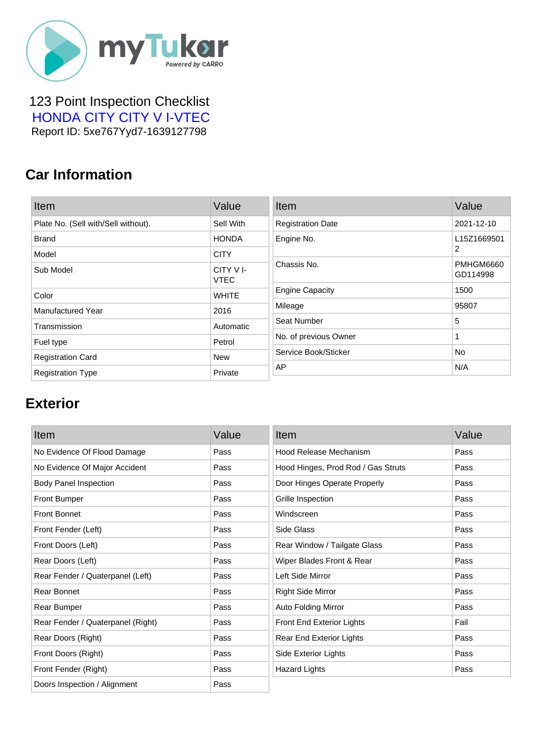myTukar
Powered by CARRO

123 Point Inspection Checklist
HONDA CITY CITY V I-VTEC
Report ID: 5xe767Yyd7-1639127798

## Car Information

| Item | Value |
|---|---|
| Plate No. (Sell with/Sell without). | Sell With |
| Brand | HONDA |
| Model | CITY |
| Sub Model | CITY V I-VTEC |
| Color | WHITE |
| Manufactured Year | 2016 |
| Transmission | Automatic |
| Fuel type | Petrol |
| Registration Card | New |
| Registration Type | Private |

| Item | Value |
|---|---|
| Registration Date | 2021-12-10 |
| Engine No. | L15Z16695012 |
| Chassis No. | PMHGM6660GD114998 |
| Engine Capacity | 1500 |
| Mileage | 95807 |
| Seat Number | 5 |
| No. of previous Owner | 1 |
| Service Book/Sticker | No |
| AP | N/A |

## Exterior

| Item | Value |
|---|---|
| No Evidence Of Flood Damage | Pass |
| No Evidence Of Major Accident | Pass |
| Body Panel Inspection | Pass |
| Front Bumper | Pass |
| Front Bonnet | Pass |
| Front Fender (Left) | Pass |
| Front Doors (Left) | Pass |
| Rear Doors (Left) | Pass |
| Rear Fender / Quaterpanel (Left) | Pass |
| Rear Bonnet | Pass |
| Rear Bumper | Pass |
| Rear Fender / Quaterpanel (Right) | Pass |
| Rear Doors (Right) | Pass |
| Front Doors (Right) | Pass |
| Front Fender (Right) | Pass |
| Doors Inspection / Alignment | Pass |

| Item | Value |
|---|---|
| Hood Release Mechanism | Pass |
| Hood Hinges, Prod Rod / Gas Struts | Pass |
| Door Hinges Operate Properly | Pass |
| Grille Inspection | Pass |
| Windscreen | Pass |
| Side Glass | Pass |
| Rear Window / Tailgate Glass | Pass |
| Wiper Blades Front & Rear | Pass |
| Left Side Mirror | Pass |
| Right Side Mirror | Pass |
| Auto Folding Mirror | Pass |
| Front End Exterior Lights | Fail |
| Rear End Exterior Lights | Pass |
| Side Exterior Lights | Pass |
| Hazard Lights | Pass |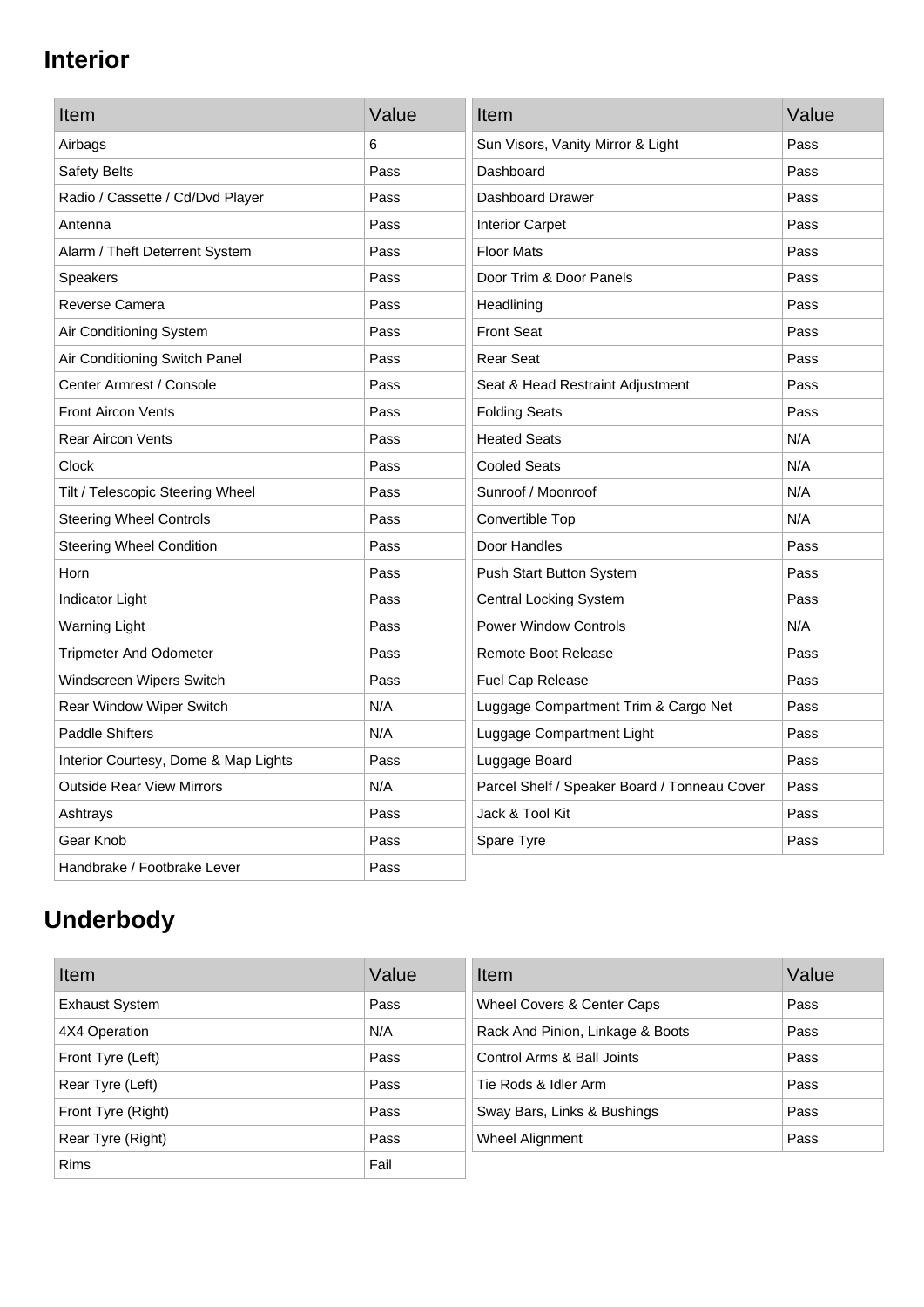## Interior

| Item | Value |
| --- | --- |
| Airbags | 6 |
| Safety Belts | Pass |
| Radio / Cassette / Cd/Dvd Player | Pass |
| Antenna | Pass |
| Alarm / Theft Deterrent System | Pass |
| Speakers | Pass |
| Reverse Camera | Pass |
| Air Conditioning System | Pass |
| Air Conditioning Switch Panel | Pass |
| Center Armrest / Console | Pass |
| Front Aircon Vents | Pass |
| Rear Aircon Vents | Pass |
| Clock | Pass |
| Tilt / Telescopic Steering Wheel | Pass |
| Steering Wheel Controls | Pass |
| Steering Wheel Condition | Pass |
| Horn | Pass |
| Indicator Light | Pass |
| Warning Light | Pass |
| Tripmeter And Odometer | Pass |
| Windscreen Wipers Switch | Pass |
| Rear Window Wiper Switch | N/A |
| Paddle Shifters | N/A |
| Interior Courtesy, Dome & Map Lights | Pass |
| Outside Rear View Mirrors | N/A |
| Ashtrays | Pass |
| Gear Knob | Pass |
| Handbrake / Footbrake Lever | Pass |

| Item | Value |
| --- | --- |
| Sun Visors, Vanity Mirror & Light | Pass |
| Dashboard | Pass |
| Dashboard Drawer | Pass |
| Interior Carpet | Pass |
| Floor Mats | Pass |
| Door Trim & Door Panels | Pass |
| Headlining | Pass |
| Front Seat | Pass |
| Rear Seat | Pass |
| Seat & Head Restraint Adjustment | Pass |
| Folding Seats | Pass |
| Heated Seats | N/A |
| Cooled Seats | N/A |
| Sunroof / Moonroof | N/A |
| Convertible Top | N/A |
| Door Handles | Pass |
| Push Start Button System | Pass |
| Central Locking System | Pass |
| Power Window Controls | N/A |
| Remote Boot Release | Pass |
| Fuel Cap Release | Pass |
| Luggage Compartment Trim & Cargo Net | Pass |
| Luggage Compartment Light | Pass |
| Luggage Board | Pass |
| Parcel Shelf / Speaker Board / Tonneau Cover | Pass |
| Jack & Tool Kit | Pass |
| Spare Tyre | Pass |

## Underbody

| Item | Value |
| --- | --- |
| Exhaust System | Pass |
| 4X4 Operation | N/A |
| Front Tyre (Left) | Pass |
| Rear Tyre (Left) | Pass |
| Front Tyre (Right) | Pass |
| Rear Tyre (Right) | Pass |
| Rims | Fail |

| Item | Value |
| --- | --- |
| Wheel Covers & Center Caps | Pass |
| Rack And Pinion, Linkage & Boots | Pass |
| Control Arms & Ball Joints | Pass |
| Tie Rods & Idler Arm | Pass |
| Sway Bars, Links & Bushings | Pass |
| Wheel Alignment | Pass |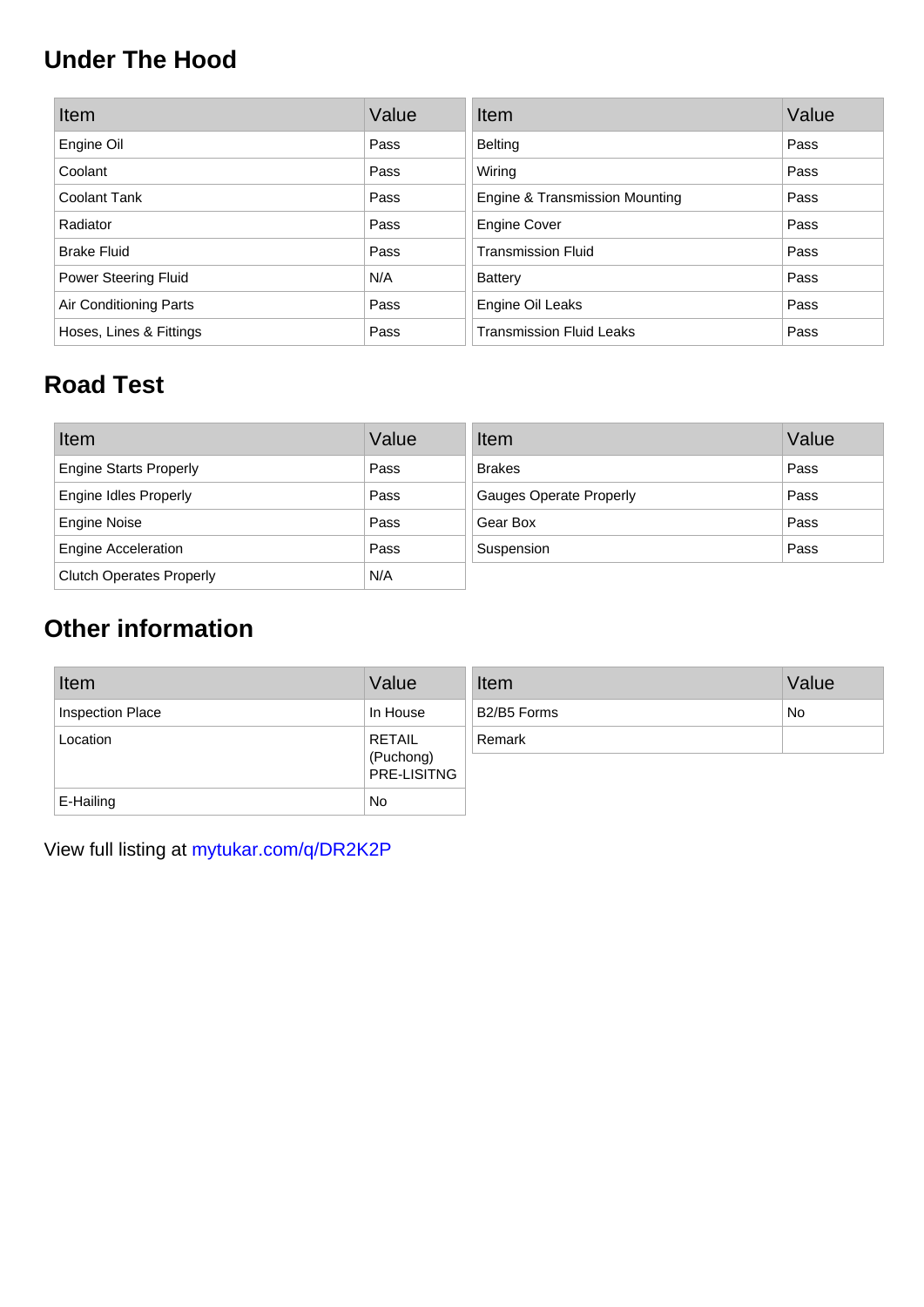## Under The Hood

| Item | Value |
|---|---|
| Engine Oil | Pass |
| Coolant | Pass |
| Coolant Tank | Pass |
| Radiator | Pass |
| Brake Fluid | Pass |
| Power Steering Fluid | N/A |
| Air Conditioning Parts | Pass |
| Hoses, Lines & Fittings | Pass |

| Item | Value |
|---|---|
| Belting | Pass |
| Wiring | Pass |
| Engine & Transmission Mounting | Pass |
| Engine Cover | Pass |
| Transmission Fluid | Pass |
| Battery | Pass |
| Engine Oil Leaks | Pass |
| Transmission Fluid Leaks | Pass |

## Road Test

| Item | Value |
|---|---|
| Engine Starts Properly | Pass |
| Engine Idles Properly | Pass |
| Engine Noise | Pass |
| Engine Acceleration | Pass |
| Clutch Operates Properly | N/A |

| Item | Value |
|---|---|
| Brakes | Pass |
| Gauges Operate Properly | Pass |
| Gear Box | Pass |
| Suspension | Pass |

## Other information

| Item | Value |
|---|---|
| Inspection Place | In House |
| Location | RETAIL (Puchong) PRE-LISITNG |
| E-Hailing | No |

| Item | Value |
|---|---|
| B2/B5 Forms | No |
| Remark | |

View full listing at [mytukar.com/q/DR2K2P](mytukar.com/q/DR2K2P)